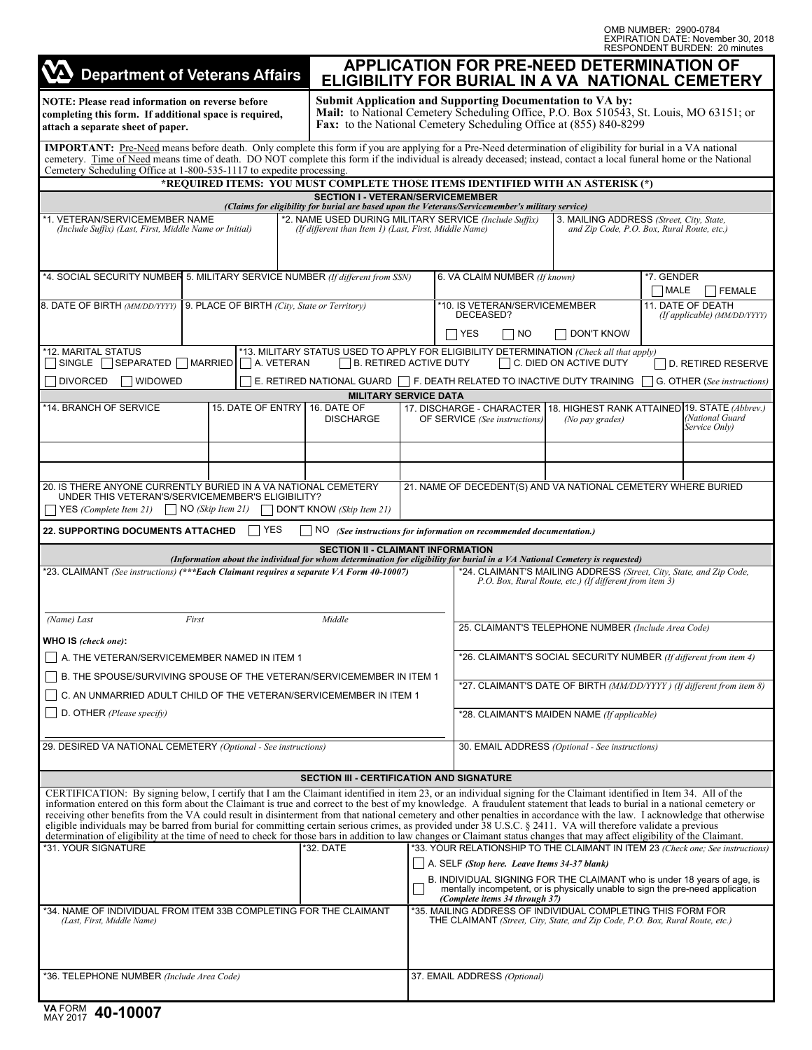OMB NUMBER: 2900-0784
EXPIRATION DATE: November 30, 2018
RESPONDENT BURDEN: 20 minutes

**Department of Veterans Affairs**

# APPLICATION FOR PRE-NEED DETERMINATION OF ELIGIBILITY FOR BURIAL IN A VA NATIONAL CEMETERY

**NOTE: Please read information on reverse before completing this form. If additional space is required, attach a separate sheet of paper.**

**Submit Application and Supporting Documentation to VA by:**
**Mail:** to National Cemetery Scheduling Office, P.O. Box 510543, St. Louis, MO 63151; or
**Fax:** to the National Cemetery Scheduling Office at (855) 840-8299

**IMPORTANT:** Pre-Need means before death. Only complete this form if you are applying for a Pre-Need determination of eligibility for burial in a VA national cemetery. Time of Need means time of death. DO NOT complete this form if the individual is already deceased; instead, contact a local funeral home or the National Cemetery Scheduling Office at 1-800-535-1117 to expedite processing.

**\*REQUIRED ITEMS: YOU MUST COMPLETE THOSE ITEMS IDENTIFIED WITH AN ASTERISK (\*)**

## SECTION I - VETERAN/SERVICEMEMBER

*(Claims for eligibility for burial are based upon the Veterans/Servicemember's military service)*

| *1. VETERAN/SERVICEMEMBER NAME *(Include Suffix) (Last, First, Middle Name or Initial)* | *2. NAME USED DURING MILITARY SERVICE *(Include Suffix) (If different than Item 1) (Last, First, Middle Name)* | 3. MAILING ADDRESS *(Street, City, State, and Zip Code, P.O. Box, Rural Route, etc.)* |
|---|---|---|
| | | |

| *4. SOCIAL SECURITY NUMBER | 5. MILITARY SERVICE NUMBER *(If different from SSN)* | 6. VA CLAIM NUMBER *(If known)* | *7. GENDER ☐ MALE ☐ FEMALE |
|---|---|---|---|
| | | | |

| 8. DATE OF BIRTH *(MM/DD/YYYY)* | 9. PLACE OF BIRTH *(City, State or Territory)* | *10. IS VETERAN/SERVICEMEMBER DECEASED? ☐ YES ☐ NO ☐ DON'T KNOW | 11. DATE OF DEATH *(If applicable) (MM/DD/YYYY)* |
|---|---|---|---|
| | | | |

*12. MARITAL STATUS
☐ SINGLE ☐ SEPARATED ☐ MARRIED ☐ DIVORCED ☐ WIDOWED

*13. MILITARY STATUS USED TO APPLY FOR ELIGIBILITY DETERMINATION *(Check all that apply)*
☐ A. VETERAN ☐ B. RETIRED ACTIVE DUTY ☐ C. DIED ON ACTIVE DUTY ☐ D. RETIRED RESERVE
☐ E. RETIRED NATIONAL GUARD ☐ F. DEATH RELATED TO INACTIVE DUTY TRAINING ☐ G. OTHER *(See instructions)*

### MILITARY SERVICE DATA

| *14. BRANCH OF SERVICE | 15. DATE OF ENTRY | 16. DATE OF DISCHARGE | 17. DISCHARGE - CHARACTER OF SERVICE *(See instructions)* | 18. HIGHEST RANK ATTAINED *(No pay grades)* | 19. STATE *(Abbrev.) (National Guard Service Only)* |
|---|---|---|---|---|---|
| | | | | | |
| | | | | | |
| | | | | | |

| 20. IS THERE ANYONE CURRENTLY BURIED IN A VA NATIONAL CEMETERY UNDER THIS VETERAN'S/SERVICEMEMBER'S ELIGIBILITY? ☐ YES *(Complete Item 21)* ☐ NO *(Skip Item 21)* ☐ DON'T KNOW *(Skip Item 21)* | 21. NAME OF DECEDENT(S) AND VA NATIONAL CEMETERY WHERE BURIED |
|---|---|
| | |

**22. SUPPORTING DOCUMENTS ATTACHED** ☐ YES ☐ NO *(See instructions for information on recommended documentation.)*

## SECTION II - CLAIMANT INFORMATION

*(Information about the individual for whom determination for eligibility for burial in a VA National Cemetery is requested)*

*23. CLAIMANT *(See instructions)* *(\*\*\*Each Claimant requires a separate VA Form 40-10007)*

*(Name) Last* &nbsp;&nbsp;&nbsp; *First* &nbsp;&nbsp;&nbsp; *Middle*

**WHO IS** *(check one)*:

☐ A. THE VETERAN/SERVICEMEMBER NAMED IN ITEM 1
☐ B. THE SPOUSE/SURVIVING SPOUSE OF THE VETERAN/SERVICEMEMBER IN ITEM 1
☐ C. AN UNMARRIED ADULT CHILD OF THE VETERAN/SERVICEMEMBER IN ITEM 1
☐ D. OTHER *(Please specify)*

*24. CLAIMANT'S MAILING ADDRESS *(Street, City, State, and Zip Code, P.O. Box, Rural Route, etc.) (If different from item 3)*

25. CLAIMANT'S TELEPHONE NUMBER *(Include Area Code)*

*26. CLAIMANT'S SOCIAL SECURITY NUMBER *(If different from item 4)*

*27. CLAIMANT'S DATE OF BIRTH *(MM/DD/YYYY ) (If different from item 8)*

*28. CLAIMANT'S MAIDEN NAME *(If applicable)*

| 29. DESIRED VA NATIONAL CEMETERY *(Optional - See instructions)* | 30. EMAIL ADDRESS *(Optional - See instructions)* |
|---|---|
| | |

## SECTION III - CERTIFICATION AND SIGNATURE

CERTIFICATION: By signing below, I certify that I am the Claimant identified in item 23, or an individual signing for the Claimant identified in Item 34. All of the information entered on this form about the Claimant is true and correct to the best of my knowledge. A fraudulent statement that leads to burial in a national cemetery or receiving other benefits from the VA could result in disinterment from that national cemetery and other penalties in accordance with the law. I acknowledge that otherwise eligible individuals may be barred from burial for committing certain serious crimes, as provided under 38 U.S.C. § 2411. VA will therefore validate a previous determination of eligibility at the time of need to check for those bars in addition to law changes or Claimant status changes that may affect eligibility of the Claimant.

| *31. YOUR SIGNATURE | *32. DATE | *33. YOUR RELATIONSHIP TO THE CLAIMANT IN ITEM 23 *(Check one; See instructions)* |
|---|---|---|
| | | ☐ A. SELF ***(Stop here. Leave Items 34-37 blank)*** <br> ☐ B. INDIVIDUAL SIGNING FOR THE CLAIMANT who is under 18 years of age, is mentally incompetent, or is physically unable to sign the pre-need application ***(Complete items 34 through 37)*** |

| *34. NAME OF INDIVIDUAL FROM ITEM 33B COMPLETING FOR THE CLAIMANT *(Last, First, Middle Name)* | *35. MAILING ADDRESS OF INDIVIDUAL COMPLETING THIS FORM FOR THE CLAIMANT *(Street, City, State, and Zip Code, P.O. Box, Rural Route, etc.)* |
|---|---|
| | |

| *36. TELEPHONE NUMBER *(Include Area Code)* | 37. EMAIL ADDRESS *(Optional)* |
|---|---|
| | |

VA FORM MAY 2017 **40-10007**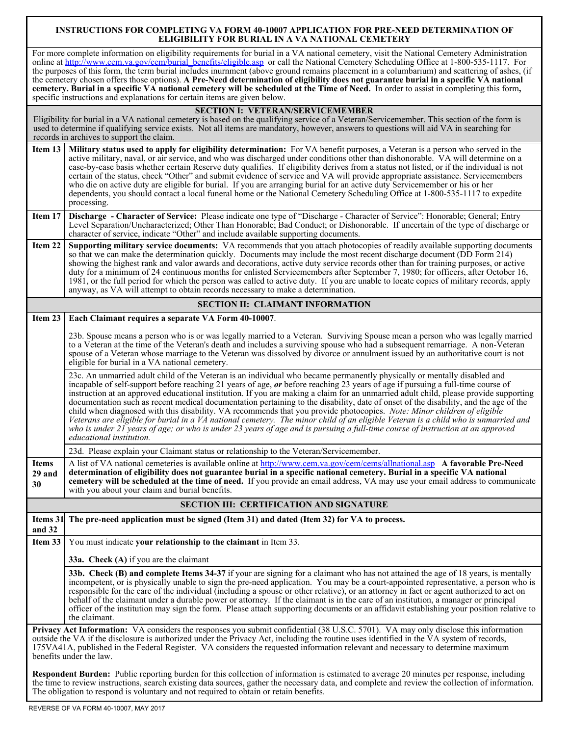# INSTRUCTIONS FOR COMPLETING VA FORM 40-10007 APPLICATION FOR PRE-NEED DETERMINATION OF ELIGIBILITY FOR BURIAL IN A VA NATIONAL CEMETERY

For more complete information on eligibility requirements for burial in a VA national cemetery, visit the National Cemetery Administration online at http://www.cem.va.gov/cem/burial_benefits/eligible.asp or call the National Cemetery Scheduling Office at 1-800-535-1117. For the purposes of this form, the term burial includes inurnment (above ground remains placement in a columbarium) and scattering of ashes, (if the cemetery chosen offers those options). **A Pre-Need determination of eligibility does not guarantee burial in a specific VA national cemetery. Burial in a specific VA national cemetery will be scheduled at the Time of Need.** In order to assist in completing this form**,** specific instructions and explanations for certain items are given below.

## SECTION I: VETERAN/SERVICEMEMBER

Eligibility for burial in a VA national cemetery is based on the qualifying service of a Veteran/Servicemember. This section of the form is used to determine if qualifying service exists. Not all items are mandatory, however, answers to questions will aid VA in searching for records in archives to support the claim.

| | |
|---|---|
| Item 13 | **Military status used to apply for eligibility determination:** For VA benefit purposes, a Veteran is a person who served in the active military, naval, or air service, and who was discharged under conditions other than dishonorable. VA will determine on a case-by-case basis whether certain Reserve duty qualifies. If eligibility derives from a status not listed, or if the individual is not certain of the status, check "Other" and submit evidence of service and VA will provide appropriate assistance. Servicemembers who die on active duty are eligible for burial. If you are arranging burial for an active duty Servicemember or his or her dependents, you should contact a local funeral home or the National Cemetery Scheduling Office at 1-800-535-1117 to expedite processing. |
| Item 17 | **Discharge - Character of Service:** Please indicate one type of "Discharge - Character of Service": Honorable; General; Entry Level Separation/Uncharacterized; Other Than Honorable; Bad Conduct; or Dishonorable. If uncertain of the type of discharge or character of service, indicate "Other" and include available supporting documents. |
| Item 22 | **Supporting military service documents:** VA recommends that you attach photocopies of readily available supporting documents so that we can make the determination quickly. Documents may include the most recent discharge document (DD Form 214) showing the highest rank and valor awards and decorations, active duty service records other than for training purposes, or active duty for a minimum of 24 continuous months for enlisted Servicemembers after September 7, 1980; for officers, after October 16, 1981, or the full period for which the person was called to active duty. If you are unable to locate copies of military records, apply anyway, as VA will attempt to obtain records necessary to make a determination. |

## SECTION II: CLAIMANT INFORMATION

| | |
|---|---|
| Item 23 | **Each Claimant requires a separate VA Form 40-10007**. |
| | 23b. Spouse means a person who is or was legally married to a Veteran. Surviving Spouse mean a person who was legally married to a Veteran at the time of the Veteran's death and includes a surviving spouse who had a subsequent remarriage. A non-Veteran spouse of a Veteran whose marriage to the Veteran was dissolved by divorce or annulment issued by an authoritative court is not eligible for burial in a VA national cemetery. |
| | 23c. An unmarried adult child of the Veteran is an individual who became permanently physically or mentally disabled and incapable of self-support before reaching 21 years of age, ***or*** before reaching 23 years of age if pursuing a full-time course of instruction at an approved educational institution. If you are making a claim for an unmarried adult child, please provide supporting documentation such as recent medical documentation pertaining to the disability, date of onset of the disability, and the age of the child when diagnosed with this disability. VA recommends that you provide photocopies. *Note: Minor children of eligible Veterans are eligible for burial in a VA national cemetery. The minor child of an eligible Veteran is a child who is unmarried and who is under 21 years of age; or who is under 23 years of age and is pursuing a full-time course of instruction at an approved educational institution.* |
| | 23d. Please explain your Claimant status or relationship to the Veteran/Servicemember. |
| Items 29 and 30 | A list of VA national cemeteries is available online at http://www.cem.va.gov/cem/cems/allnational.asp **A favorable Pre-Need determination of eligibility does not guarantee burial in a specific national cemetery. Burial in a specific VA national cemetery will be scheduled at the time of need.** If you provide an email address, VA may use your email address to communicate with you about your claim and burial benefits. |

## SECTION III: CERTIFICATION AND SIGNATURE

| | |
|---|---|
| Items 31 and 32 | **The pre-need application must be signed (Item 31) and dated (Item 32) for VA to process.** |
| Item 33 | You must indicate **your relationship to the claimant** in Item 33. |
| | **33a. Check (A)** if you are the claimant |
| | **33b. Check (B) and complete Items 34-37** if your are signing for a claimant who has not attained the age of 18 years, is mentally incompetent, or is physically unable to sign the pre-need application. You may be a court-appointed representative, a person who is responsible for the care of the individual (including a spouse or other relative), or an attorney in fact or agent authorized to act on behalf of the claimant under a durable power or attorney. If the claimant is in the care of an institution, a manager or principal officer of the institution may sign the form. Please attach supporting documents or an affidavit establishing your position relative to the claimant. |

**Privacy Act Information:** VA considers the responses you submit confidential (38 U.S.C. 5701). VA may only disclose this information outside the VA if the disclosure is authorized under the Privacy Act, including the routine uses identified in the VA system of records, 175VA41A, published in the Federal Register. VA considers the requested information relevant and necessary to determine maximum benefits under the law.

**Respondent Burden:** Public reporting burden for this collection of information is estimated to average 20 minutes per response, including the time to review instructions, search existing data sources, gather the necessary data, and complete and review the collection of information. The obligation to respond is voluntary and not required to obtain or retain benefits.

REVERSE OF VA FORM 40-10007, MAY 2017